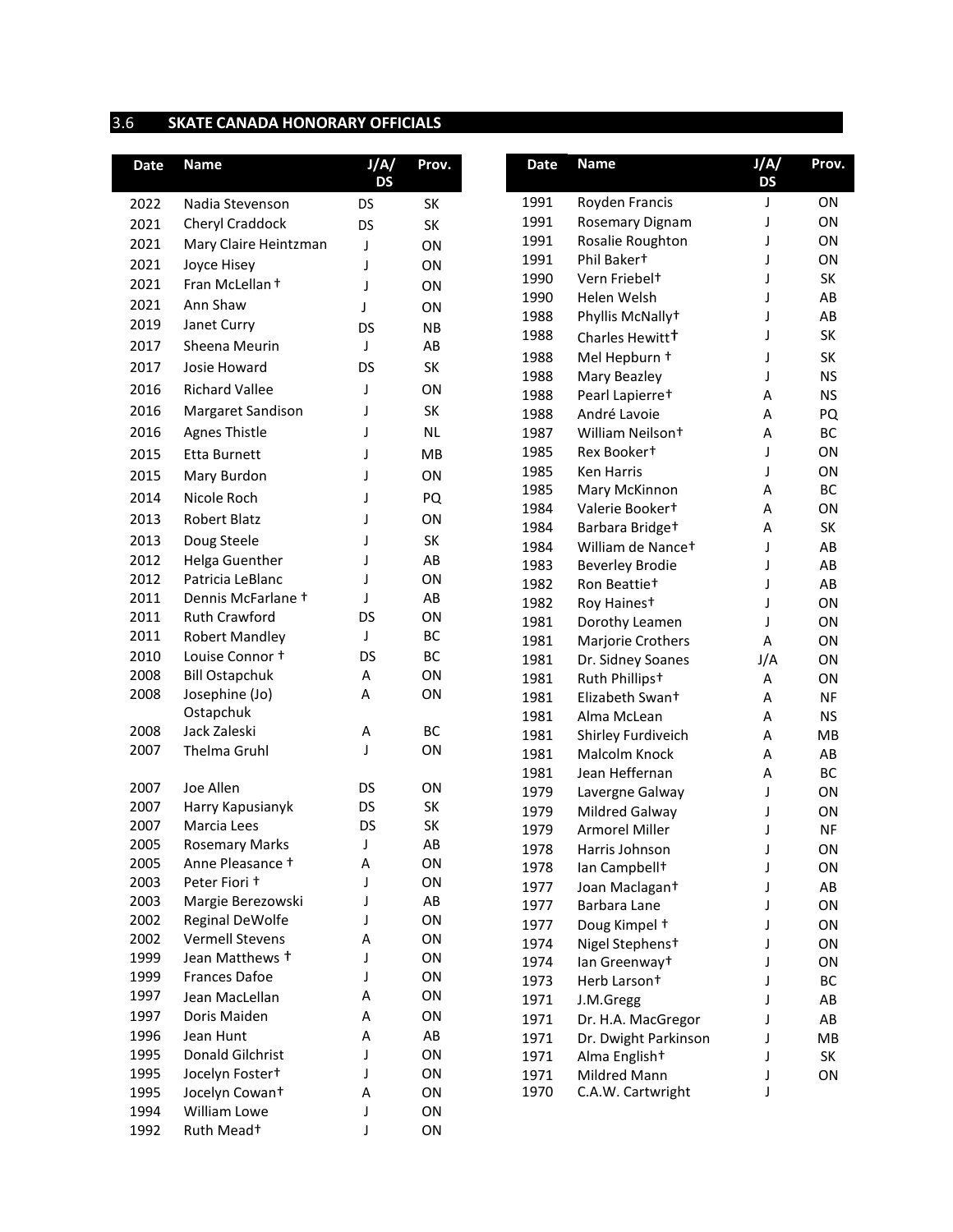## 3.6 SKATE CANADA HONORARY OFFICIALS

| Date | Name | J/A/DS | Prov. |
|---|---|---|---|
| 2022 | Nadia Stevenson | DS | SK |
| 2021 | Cheryl Craddock | DS | SK |
| 2021 | Mary Claire Heintzman | J | ON |
| 2021 | Joyce Hisey | J | ON |
| 2021 | Fran McLellan † | J | ON |
| 2021 | Ann Shaw | J | ON |
| 2019 | Janet Curry | DS | NB |
| 2017 | Sheena Meurin | J | AB |
| 2017 | Josie Howard | DS | SK |
| 2016 | Richard Vallee | J | ON |
| 2016 | Margaret Sandison | J | SK |
| 2016 | Agnes Thistle | J | NL |
| 2015 | Etta Burnett | J | MB |
| 2015 | Mary Burdon | J | ON |
| 2014 | Nicole Roch | J | PQ |
| 2013 | Robert Blatz | J | ON |
| 2013 | Doug Steele | J | SK |
| 2012 | Helga Guenther | J | AB |
| 2012 | Patricia LeBlanc | J | ON |
| 2011 | Dennis McFarlane † | J | AB |
| 2011 | Ruth Crawford | DS | ON |
| 2011 | Robert Mandley | J | BC |
| 2010 | Louise Connor † | DS | BC |
| 2008 | Bill Ostapchuk | A | ON |
| 2008 | Josephine (Jo) Ostapchuk | A | ON |
| 2008 | Jack Zaleski | A | BC |
| 2007 | Thelma Gruhl | J | ON |
| 2007 | Joe Allen | DS | ON |
| 2007 | Harry Kapusianyk | DS | SK |
| 2007 | Marcia Lees | DS | SK |
| 2005 | Rosemary Marks | J | AB |
| 2005 | Anne Pleasance † | A | ON |
| 2003 | Peter Fiori † | J | ON |
| 2003 | Margie Berezowski | J | AB |
| 2002 | Reginal DeWolfe | J | ON |
| 2002 | Vermell Stevens | A | ON |
| 1999 | Jean Matthews † | J | ON |
| 1999 | Frances Dafoe | J | ON |
| 1997 | Jean MacLellan | A | ON |
| 1997 | Doris Maiden | A | ON |
| 1996 | Jean Hunt | A | AB |
| 1995 | Donald Gilchrist | J | ON |
| 1995 | Jocelyn Foster† | J | ON |
| 1995 | Jocelyn Cowan† | A | ON |
| 1994 | William Lowe | J | ON |
| 1992 | Ruth Mead† | J | ON |
| 1991 | Royden Francis | J | ON |
| 1991 | Rosemary Dignam | J | ON |
| 1991 | Rosalie Roughton | J | ON |
| 1991 | Phil Baker† | J | ON |
| 1990 | Vern Friebel† | J | SK |
| 1990 | Helen Welsh | J | AB |
| 1988 | Phyllis McNally† | J | AB |
| 1988 | Charles Hewitt† | J | SK |
| 1988 | Mel Hepburn † | J | SK |
| 1988 | Mary Beazley | J | NS |
| 1988 | Pearl Lapierre† | A | NS |
| 1988 | André Lavoie | A | PQ |
| 1987 | William Neilson† | A | BC |
| 1985 | Rex Booker† | J | ON |
| 1985 | Ken Harris | J | ON |
| 1985 | Mary McKinnon | A | BC |
| 1984 | Valerie Booker† | A | ON |
| 1984 | Barbara Bridge† | A | SK |
| 1984 | William de Nance† | J | AB |
| 1983 | Beverley Brodie | J | AB |
| 1982 | Ron Beattie† | J | AB |
| 1982 | Roy Haines† | J | ON |
| 1981 | Dorothy Leamen | J | ON |
| 1981 | Marjorie Crothers | A | ON |
| 1981 | Dr. Sidney Soanes | J/A | ON |
| 1981 | Ruth Phillips† | A | ON |
| 1981 | Elizabeth Swan† | A | NF |
| 1981 | Alma McLean | A | NS |
| 1981 | Shirley Furdiveich | A | MB |
| 1981 | Malcolm Knock | A | AB |
| 1981 | Jean Heffernan | A | BC |
| 1979 | Lavergne Galway | J | ON |
| 1979 | Mildred Galway | J | ON |
| 1979 | Armorel Miller | J | NF |
| 1978 | Harris Johnson | J | ON |
| 1978 | Ian Campbell† | J | ON |
| 1977 | Joan Maclagan† | J | AB |
| 1977 | Barbara Lane | J | ON |
| 1977 | Doug Kimpel † | J | ON |
| 1974 | Nigel Stephens† | J | ON |
| 1974 | Ian Greenway† | J | ON |
| 1973 | Herb Larson† | J | BC |
| 1971 | J.M.Gregg | J | AB |
| 1971 | Dr. H.A. MacGregor | J | AB |
| 1971 | Dr. Dwight Parkinson | J | MB |
| 1971 | Alma English† | J | SK |
| 1971 | Mildred Mann | J | ON |
| 1970 | C.A.W. Cartwright | J | |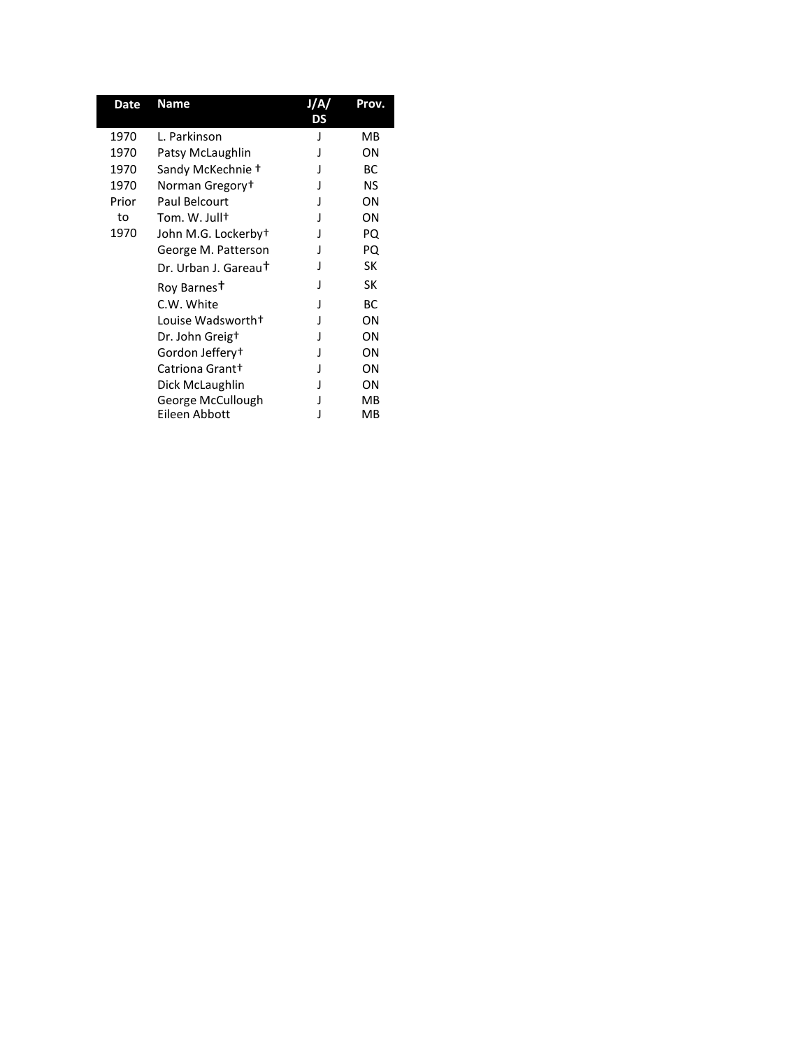| Date | Name | J/A/ DS | Prov. |
|---|---|---|---|
| 1970 | L. Parkinson | J | MB |
| 1970 | Patsy McLaughlin | J | ON |
| 1970 | Sandy McKechnie † | J | BC |
| 1970 | Norman Gregory† | J | NS |
| Prior to 1970 | Paul Belcourt | J | ON |
| | Tom. W. Jull† | J | ON |
| | John M.G. Lockerby† | J | PQ |
| | George M. Patterson | J | PQ |
| | Dr. Urban J. Gareau† | J | SK |
| | Roy Barnes† | J | SK |
| | C.W. White | J | BC |
| | Louise Wadsworth† | J | ON |
| | Dr. John Greig† | J | ON |
| | Gordon Jeffery† | J | ON |
| | Catriona Grant† | J | ON |
| | Dick McLaughlin | J | ON |
| | George McCullough | J | MB |
| | Eileen Abbott | J | MB |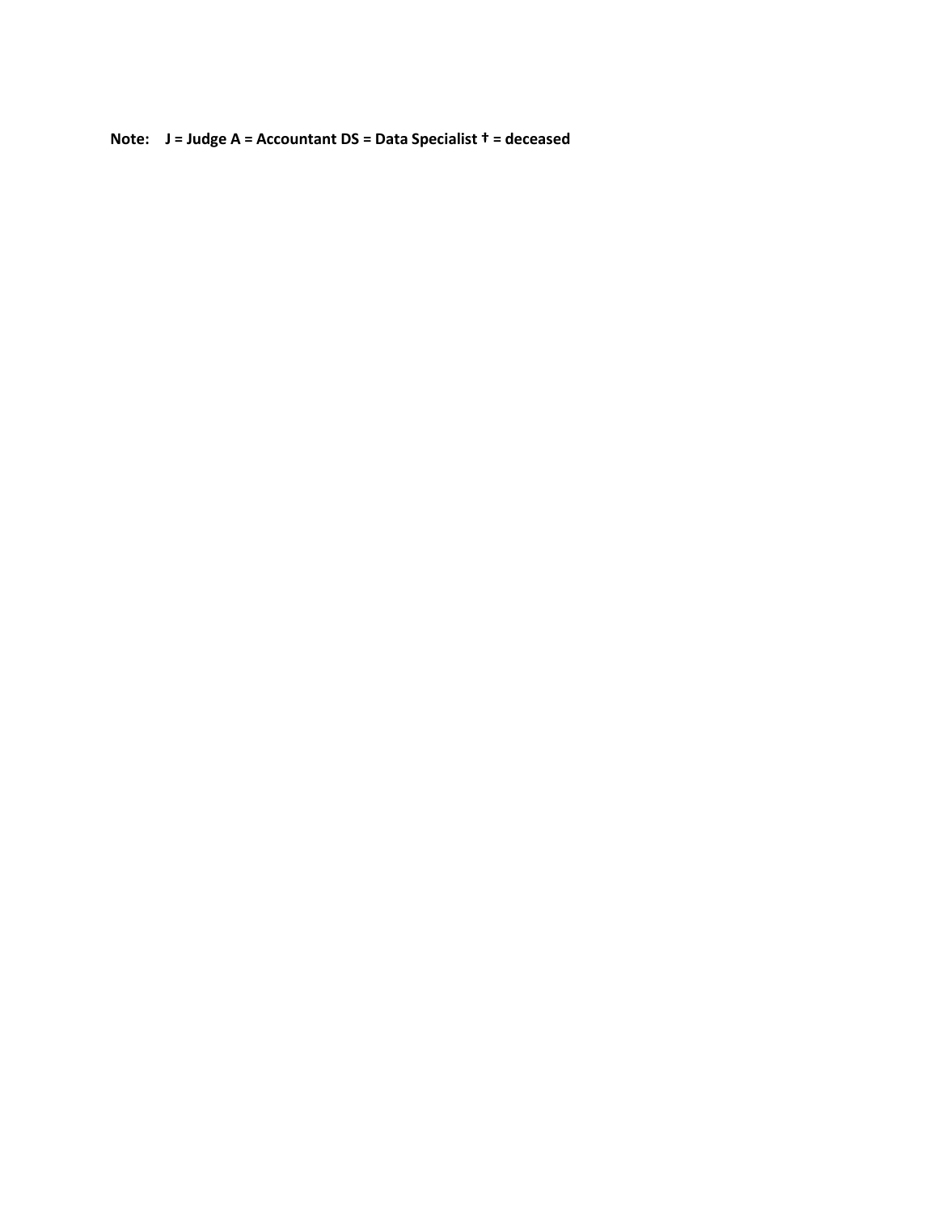**Note: J = Judge A = Accountant DS = Data Specialist † = deceased**